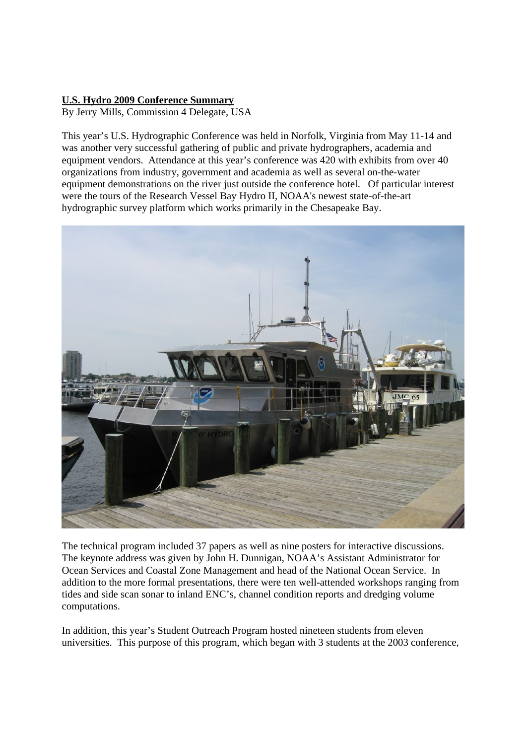**U.S. Hydro 2009 Conference Summary**

By Jerry Mills, Commission 4 Delegate, USA

This year's U.S. Hydrographic Conference was held in Norfolk, Virginia from May 11-14 and was another very successful gathering of public and private hydrographers, academia and equipment vendors. Attendance at this year's conference was 420 with exhibits from over 40 organizations from industry, government and academia as well as several on-the-water equipment demonstrations on the river just outside the conference hotel. Of particular interest were the tours of the Research Vessel Bay Hydro II, NOAA's newest state-of-the-art hydrographic survey platform which works primarily in the Chesapeake Bay.

The technical program included 37 papers as well as nine posters for interactive discussions. The keynote address was given by John H. Dunnigan, NOAA's Assistant Administrator for Ocean Services and Coastal Zone Management and head of the National Ocean Service. In addition to the more formal presentations, there were ten well-attended workshops ranging from tides and side scan sonar to inland ENC's, channel condition reports and dredging volume computations.

In addition, this year's Student Outreach Program hosted nineteen students from eleven universities. This purpose of this program, which began with 3 students at the 2003 conference,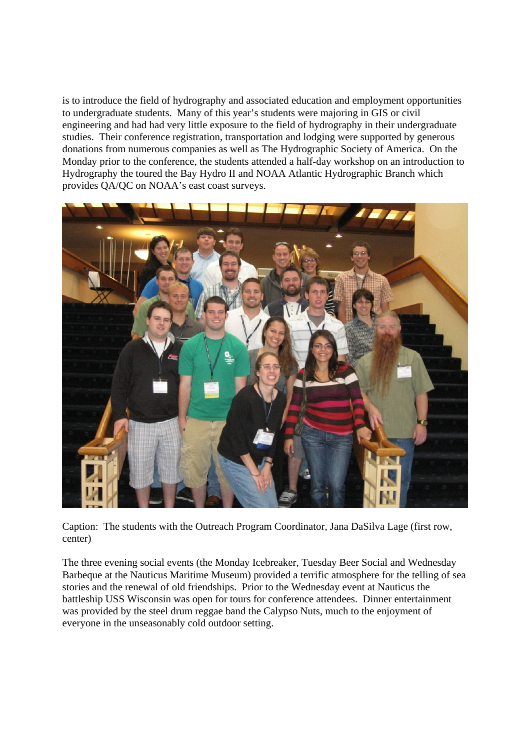is to introduce the field of hydrography and associated education and employment opportunities to undergraduate students. Many of this year's students were majoring in GIS or civil engineering and had had very little exposure to the field of hydrography in their undergraduate studies. Their conference registration, transportation and lodging were supported by generous donations from numerous companies as well as The Hydrographic Society of America. On the Monday prior to the conference, the students attended a half-day workshop on an introduction to Hydrography the toured the Bay Hydro II and NOAA Atlantic Hydrographic Branch which provides QA/QC on NOAA's east coast surveys.

Caption: The students with the Outreach Program Coordinator, Jana DaSilva Lage (first row, center)

The three evening social events (the Monday Icebreaker, Tuesday Beer Social and Wednesday Barbeque at the Nauticus Maritime Museum) provided a terrific atmosphere for the telling of sea stories and the renewal of old friendships. Prior to the Wednesday event at Nauticus the battleship USS Wisconsin was open for tours for conference attendees. Dinner entertainment was provided by the steel drum reggae band the Calypso Nuts, much to the enjoyment of everyone in the unseasonably cold outdoor setting.